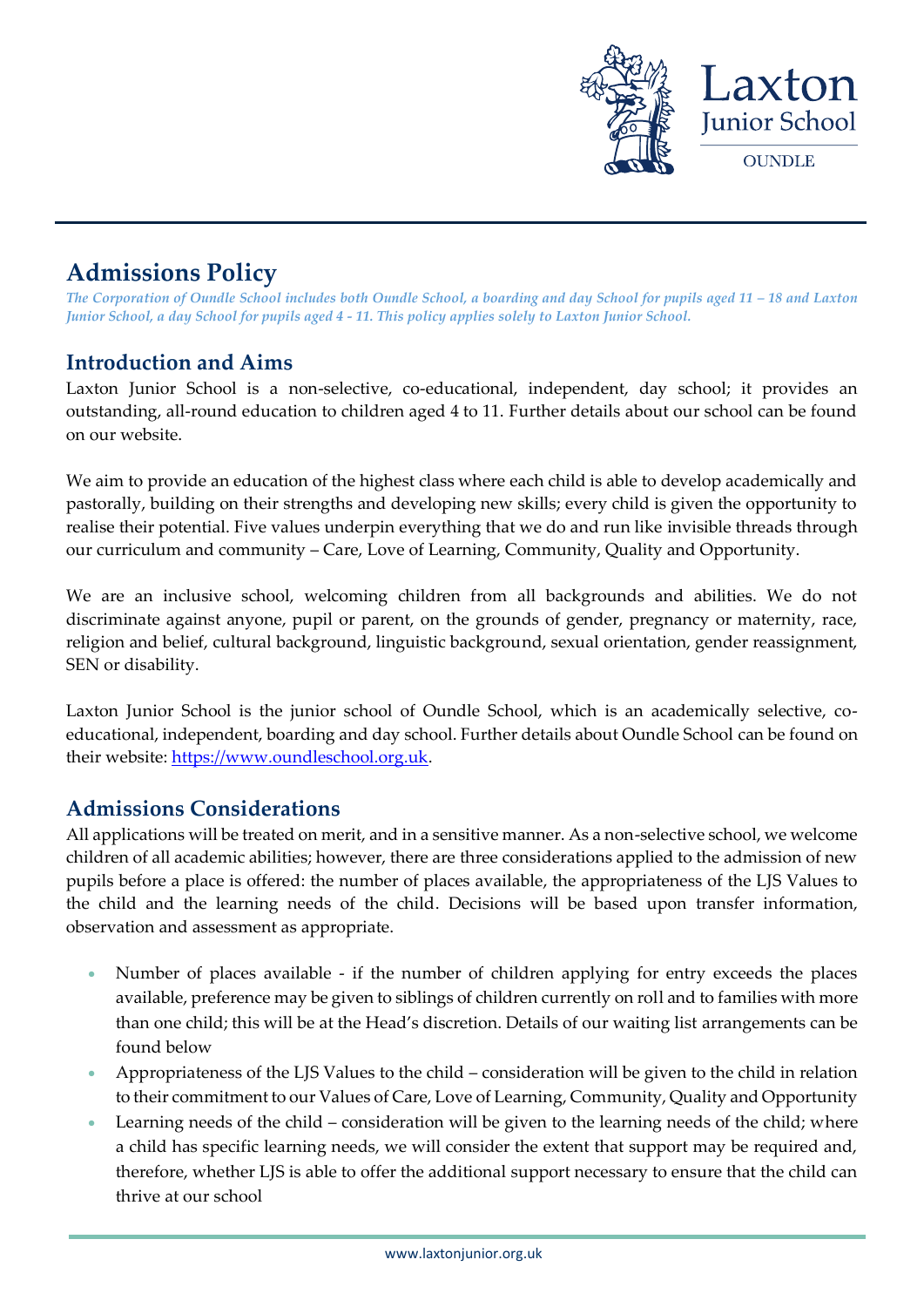# Admissions Policy

*The Corporation of Oundle School includes both Oundle School, a boarding and day School for pupils aged 11 – 18 and Laxton Junior School, a day School for pupils aged 4 - 11. This policy applies solely to Laxton Junior School.*

## Introduction and Aims

Laxton Junior School is a non-selective, co-educational, independent, day school; it provides an outstanding, all-round education to children aged 4 to 11. Further details about our school can be found on our website.

We aim to provide an education of the highest class where each child is able to develop academically and pastorally, building on their strengths and developing new skills; every child is given the opportunity to realise their potential. Five values underpin everything that we do and run like invisible threads through our curriculum and community – Care, Love of Learning, Community, Quality and Opportunity.

We are an inclusive school, welcoming children from all backgrounds and abilities. We do not discriminate against anyone, pupil or parent, on the grounds of gender, pregnancy or maternity, race, religion and belief, cultural background, linguistic background, sexual orientation, gender reassignment, SEN or disability.

Laxton Junior School is the junior school of Oundle School, which is an academically selective, co-educational, independent, boarding and day school. Further details about Oundle School can be found on their website: [https://www.oundleschool.org.uk](https://www.oundleschool.org.uk).

## Admissions Considerations

All applications will be treated on merit, and in a sensitive manner. As a non-selective school, we welcome children of all academic abilities; however, there are three considerations applied to the admission of new pupils before a place is offered: the number of places available, the appropriateness of the LJS Values to the child and the learning needs of the child. Decisions will be based upon transfer information, observation and assessment as appropriate.

- Number of places available - if the number of children applying for entry exceeds the places available, preference may be given to siblings of children currently on roll and to families with more than one child; this will be at the Head's discretion. Details of our waiting list arrangements can be found below
- Appropriateness of the LJS Values to the child – consideration will be given to the child in relation to their commitment to our Values of Care, Love of Learning, Community, Quality and Opportunity
- Learning needs of the child – consideration will be given to the learning needs of the child; where a child has specific learning needs, we will consider the extent that support may be required and, therefore, whether LJS is able to offer the additional support necessary to ensure that the child can thrive at our school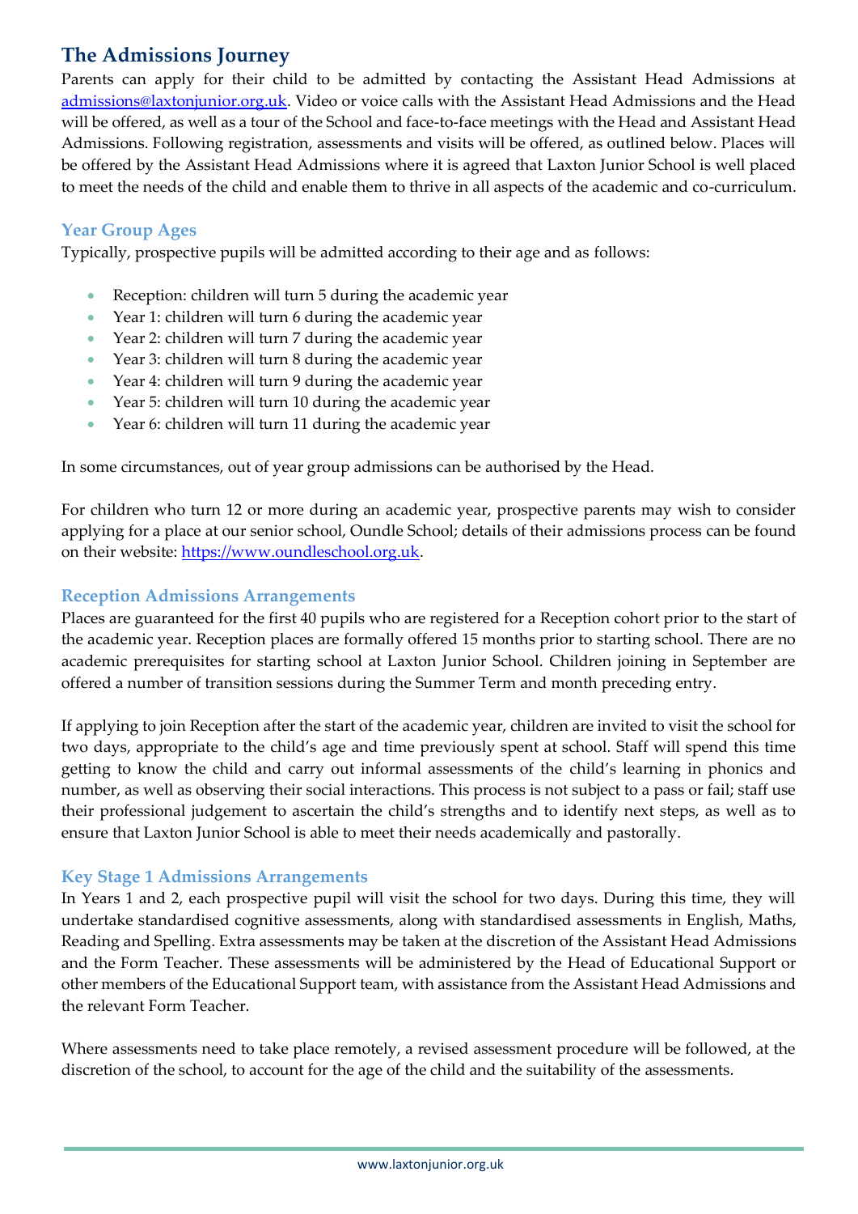## The Admissions Journey

Parents can apply for their child to be admitted by contacting the Assistant Head Admissions at [admissions@laxtonjunior.org.uk](mailto:admissions@laxtonjunior.org.uk). Video or voice calls with the Assistant Head Admissions and the Head will be offered, as well as a tour of the School and face-to-face meetings with the Head and Assistant Head Admissions. Following registration, assessments and visits will be offered, as outlined below. Places will be offered by the Assistant Head Admissions where it is agreed that Laxton Junior School is well placed to meet the needs of the child and enable them to thrive in all aspects of the academic and co-curriculum.

### Year Group Ages

Typically, prospective pupils will be admitted according to their age and as follows:

- Reception: children will turn 5 during the academic year
- Year 1: children will turn 6 during the academic year
- Year 2: children will turn 7 during the academic year
- Year 3: children will turn 8 during the academic year
- Year 4: children will turn 9 during the academic year
- Year 5: children will turn 10 during the academic year
- Year 6: children will turn 11 during the academic year

In some circumstances, out of year group admissions can be authorised by the Head.

For children who turn 12 or more during an academic year, prospective parents may wish to consider applying for a place at our senior school, Oundle School; details of their admissions process can be found on their website: [https://www.oundleschool.org.uk](https://www.oundleschool.org.uk).

### Reception Admissions Arrangements

Places are guaranteed for the first 40 pupils who are registered for a Reception cohort prior to the start of the academic year. Reception places are formally offered 15 months prior to starting school. There are no academic prerequisites for starting school at Laxton Junior School. Children joining in September are offered a number of transition sessions during the Summer Term and month preceding entry.

If applying to join Reception after the start of the academic year, children are invited to visit the school for two days, appropriate to the child's age and time previously spent at school. Staff will spend this time getting to know the child and carry out informal assessments of the child's learning in phonics and number, as well as observing their social interactions. This process is not subject to a pass or fail; staff use their professional judgement to ascertain the child's strengths and to identify next steps, as well as to ensure that Laxton Junior School is able to meet their needs academically and pastorally.

### Key Stage 1 Admissions Arrangements

In Years 1 and 2, each prospective pupil will visit the school for two days. During this time, they will undertake standardised cognitive assessments, along with standardised assessments in English, Maths, Reading and Spelling. Extra assessments may be taken at the discretion of the Assistant Head Admissions and the Form Teacher. These assessments will be administered by the Head of Educational Support or other members of the Educational Support team, with assistance from the Assistant Head Admissions and the relevant Form Teacher.

Where assessments need to take place remotely, a revised assessment procedure will be followed, at the discretion of the school, to account for the age of the child and the suitability of the assessments.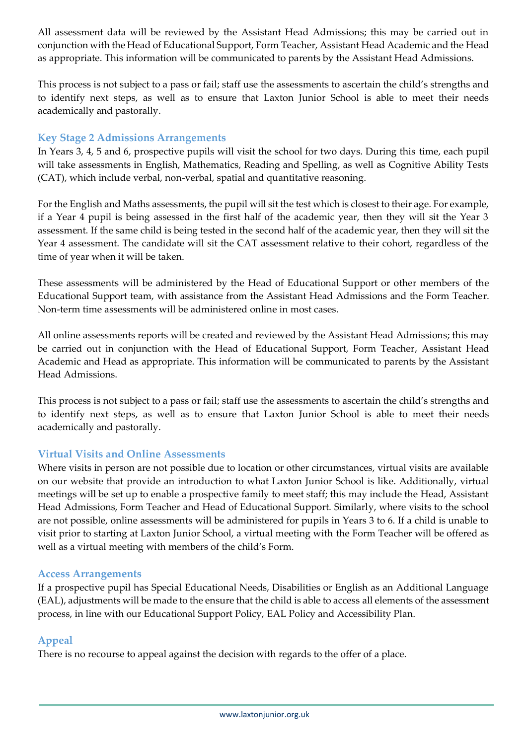All assessment data will be reviewed by the Assistant Head Admissions; this may be carried out in conjunction with the Head of Educational Support, Form Teacher, Assistant Head Academic and the Head as appropriate. This information will be communicated to parents by the Assistant Head Admissions.

This process is not subject to a pass or fail; staff use the assessments to ascertain the child's strengths and to identify next steps, as well as to ensure that Laxton Junior School is able to meet their needs academically and pastorally.

## Key Stage 2 Admissions Arrangements

In Years 3, 4, 5 and 6, prospective pupils will visit the school for two days. During this time, each pupil will take assessments in English, Mathematics, Reading and Spelling, as well as Cognitive Ability Tests (CAT), which include verbal, non-verbal, spatial and quantitative reasoning.

For the English and Maths assessments, the pupil will sit the test which is closest to their age. For example, if a Year 4 pupil is being assessed in the first half of the academic year, then they will sit the Year 3 assessment. If the same child is being tested in the second half of the academic year, then they will sit the Year 4 assessment. The candidate will sit the CAT assessment relative to their cohort, regardless of the time of year when it will be taken.

These assessments will be administered by the Head of Educational Support or other members of the Educational Support team, with assistance from the Assistant Head Admissions and the Form Teacher. Non-term time assessments will be administered online in most cases.

All online assessments reports will be created and reviewed by the Assistant Head Admissions; this may be carried out in conjunction with the Head of Educational Support, Form Teacher, Assistant Head Academic and Head as appropriate. This information will be communicated to parents by the Assistant Head Admissions.

This process is not subject to a pass or fail; staff use the assessments to ascertain the child's strengths and to identify next steps, as well as to ensure that Laxton Junior School is able to meet their needs academically and pastorally.

## Virtual Visits and Online Assessments

Where visits in person are not possible due to location or other circumstances, virtual visits are available on our website that provide an introduction to what Laxton Junior School is like. Additionally, virtual meetings will be set up to enable a prospective family to meet staff; this may include the Head, Assistant Head Admissions, Form Teacher and Head of Educational Support. Similarly, where visits to the school are not possible, online assessments will be administered for pupils in Years 3 to 6. If a child is unable to visit prior to starting at Laxton Junior School, a virtual meeting with the Form Teacher will be offered as well as a virtual meeting with members of the child's Form.

## Access Arrangements

If a prospective pupil has Special Educational Needs, Disabilities or English as an Additional Language (EAL), adjustments will be made to the ensure that the child is able to access all elements of the assessment process, in line with our Educational Support Policy, EAL Policy and Accessibility Plan.

## Appeal

There is no recourse to appeal against the decision with regards to the offer of a place.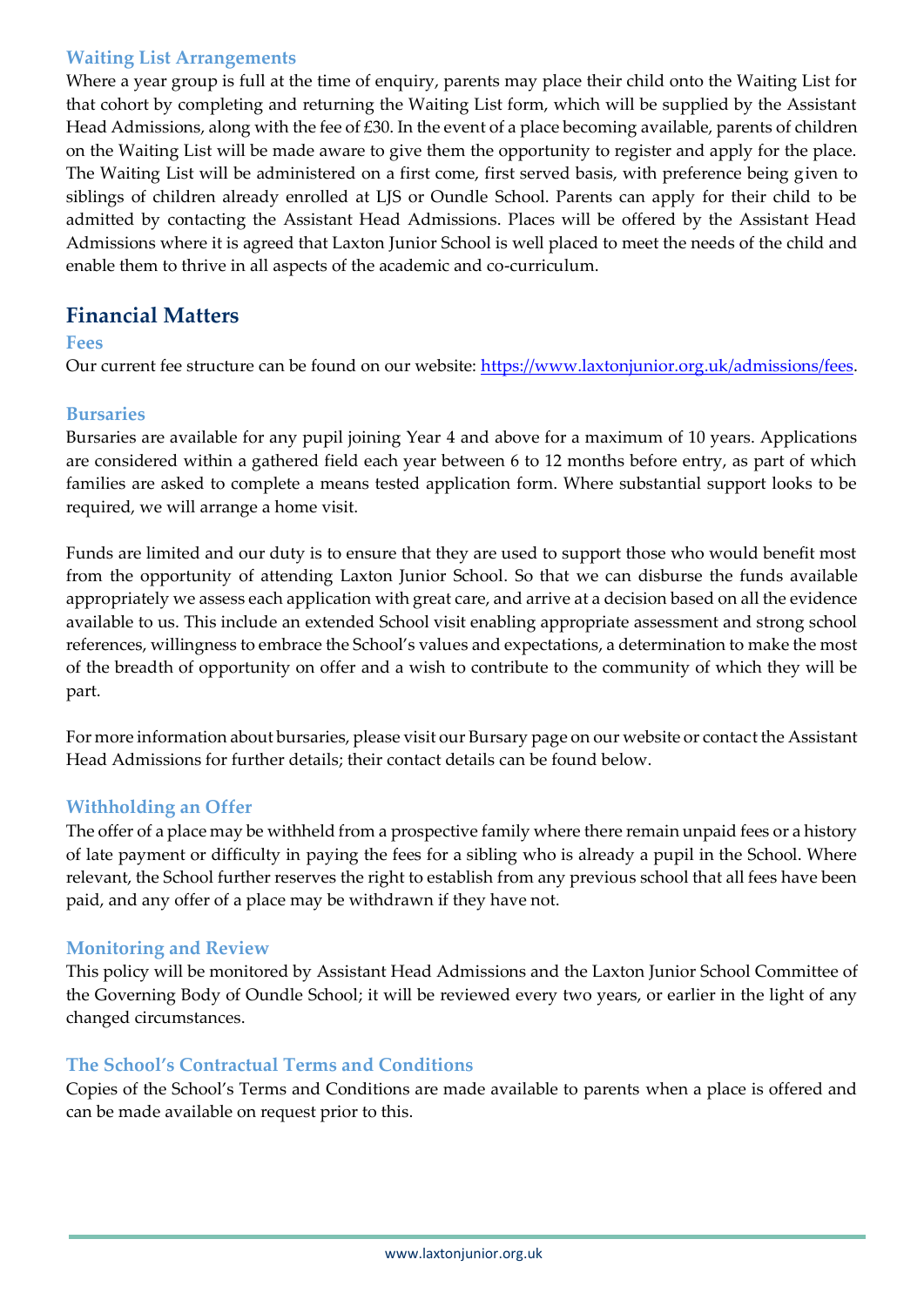### Waiting List Arrangements

Where a year group is full at the time of enquiry, parents may place their child onto the Waiting List for that cohort by completing and returning the Waiting List form, which will be supplied by the Assistant Head Admissions, along with the fee of £30. In the event of a place becoming available, parents of children on the Waiting List will be made aware to give them the opportunity to register and apply for the place. The Waiting List will be administered on a first come, first served basis, with preference being given to siblings of children already enrolled at LJS or Oundle School. Parents can apply for their child to be admitted by contacting the Assistant Head Admissions. Places will be offered by the Assistant Head Admissions where it is agreed that Laxton Junior School is well placed to meet the needs of the child and enable them to thrive in all aspects of the academic and co-curriculum.

## Financial Matters

### Fees

Our current fee structure can be found on our website: [https://www.laxtonjunior.org.uk/admissions/fees](https://www.laxtonjunior.org.uk/admissions/fees).

### Bursaries

Bursaries are available for any pupil joining Year 4 and above for a maximum of 10 years. Applications are considered within a gathered field each year between 6 to 12 months before entry, as part of which families are asked to complete a means tested application form. Where substantial support looks to be required, we will arrange a home visit.

Funds are limited and our duty is to ensure that they are used to support those who would benefit most from the opportunity of attending Laxton Junior School. So that we can disburse the funds available appropriately we assess each application with great care, and arrive at a decision based on all the evidence available to us. This include an extended School visit enabling appropriate assessment and strong school references, willingness to embrace the School's values and expectations, a determination to make the most of the breadth of opportunity on offer and a wish to contribute to the community of which they will be part.

For more information about bursaries, please visit our Bursary page on our website or contact the Assistant Head Admissions for further details; their contact details can be found below.

### Withholding an Offer

The offer of a place may be withheld from a prospective family where there remain unpaid fees or a history of late payment or difficulty in paying the fees for a sibling who is already a pupil in the School. Where relevant, the School further reserves the right to establish from any previous school that all fees have been paid, and any offer of a place may be withdrawn if they have not.

### Monitoring and Review

This policy will be monitored by Assistant Head Admissions and the Laxton Junior School Committee of the Governing Body of Oundle School; it will be reviewed every two years, or earlier in the light of any changed circumstances.

### The School's Contractual Terms and Conditions

Copies of the School's Terms and Conditions are made available to parents when a place is offered and can be made available on request prior to this.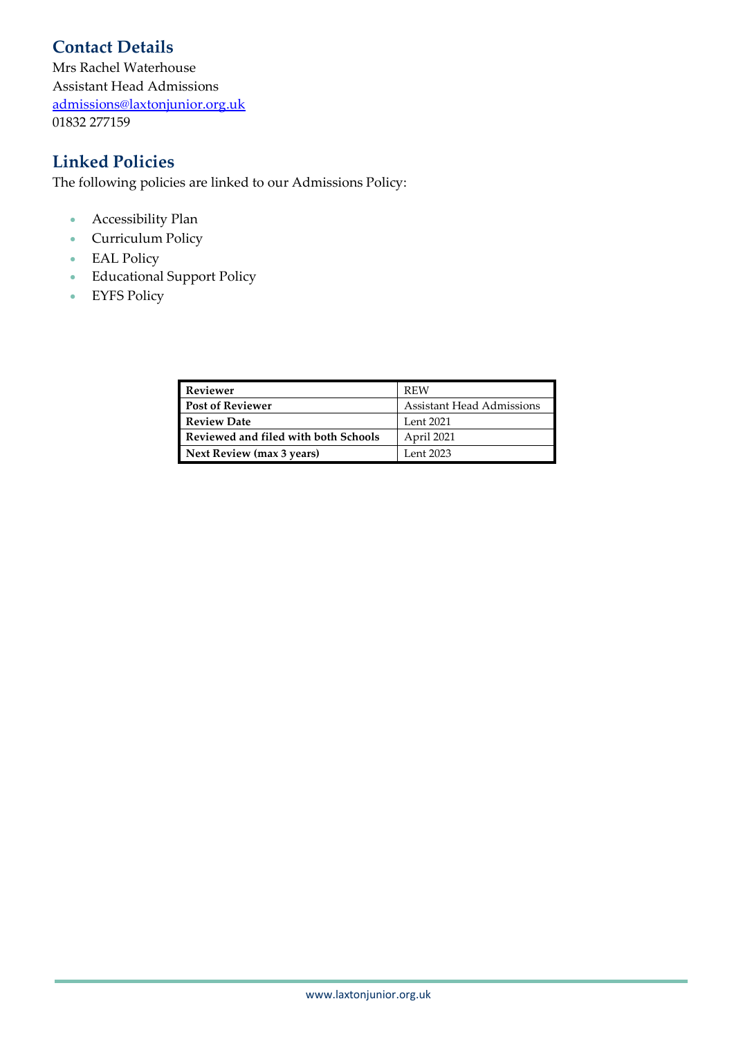## Contact Details

Mrs Rachel Waterhouse
Assistant Head Admissions
[admissions@laxtonjunior.org.uk](mailto:admissions@laxtonjunior.org.uk)
01832 277159

## Linked Policies

The following policies are linked to our Admissions Policy:

- Accessibility Plan
- Curriculum Policy
- EAL Policy
- Educational Support Policy
- EYFS Policy

| | |
|---|---|
| **Reviewer** | REW |
| **Post of Reviewer** | Assistant Head Admissions |
| **Review Date** | Lent 2021 |
| **Reviewed and filed with both Schools** | April 2021 |
| **Next Review (max 3 years)** | Lent 2023 |